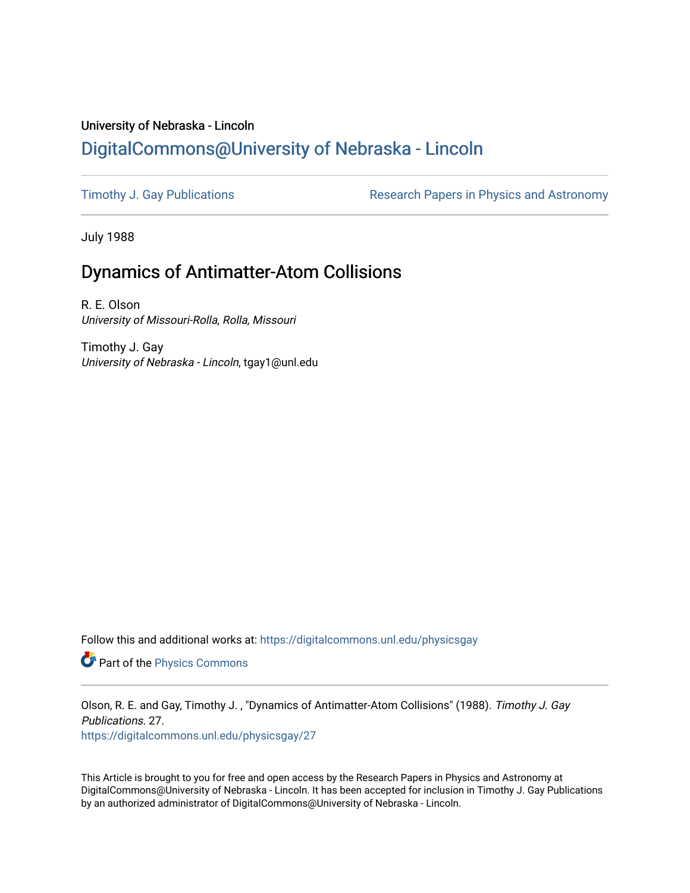University of Nebraska - Lincoln

# DigitalCommons@University of Nebraska - Lincoln

Timothy J. Gay Publications

Research Papers in Physics and Astronomy

July 1988

## Dynamics of Antimatter-Atom Collisions

R. E. Olson
*University of Missouri-Rolla, Rolla, Missouri*

Timothy J. Gay
*University of Nebraska - Lincoln*, tgay1@unl.edu

Follow this and additional works at: https://digitalcommons.unl.edu/physicsgay

Part of the Physics Commons

Olson, R. E. and Gay, Timothy J. , "Dynamics of Antimatter-Atom Collisions" (1988). *Timothy J. Gay Publications*. 27.
https://digitalcommons.unl.edu/physicsgay/27

This Article is brought to you for free and open access by the Research Papers in Physics and Astronomy at DigitalCommons@University of Nebraska - Lincoln. It has been accepted for inclusion in Timothy J. Gay Publications by an authorized administrator of DigitalCommons@University of Nebraska - Lincoln.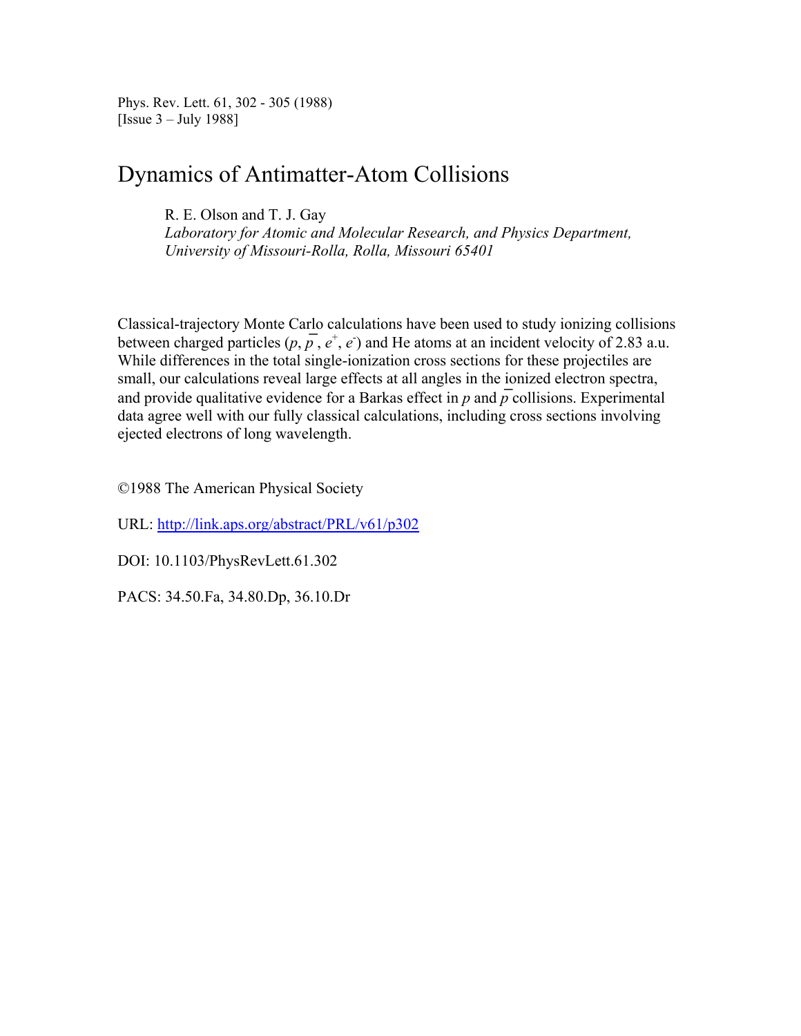Phys. Rev. Lett. 61, 302 - 305 (1988)
[Issue 3 – July 1988]

# Dynamics of Antimatter-Atom Collisions

R. E. Olson and T. J. Gay
*Laboratory for Atomic and Molecular Research, and Physics Department, University of Missouri-Rolla, Rolla, Missouri 65401*

Classical-trajectory Monte Carlo calculations have been used to study ionizing collisions between charged particles ($p$, $\bar{p}$, $e^+$, $e^-$) and He atoms at an incident velocity of 2.83 a.u. While differences in the total single-ionization cross sections for these projectiles are small, our calculations reveal large effects at all angles in the ionized electron spectra, and provide qualitative evidence for a Barkas effect in $p$ and $\bar{p}$ collisions. Experimental data agree well with our fully classical calculations, including cross sections involving ejected electrons of long wavelength.

©1988 The American Physical Society

URL: http://link.aps.org/abstract/PRL/v61/p302

DOI: 10.1103/PhysRevLett.61.302

PACS: 34.50.Fa, 34.80.Dp, 36.10.Dr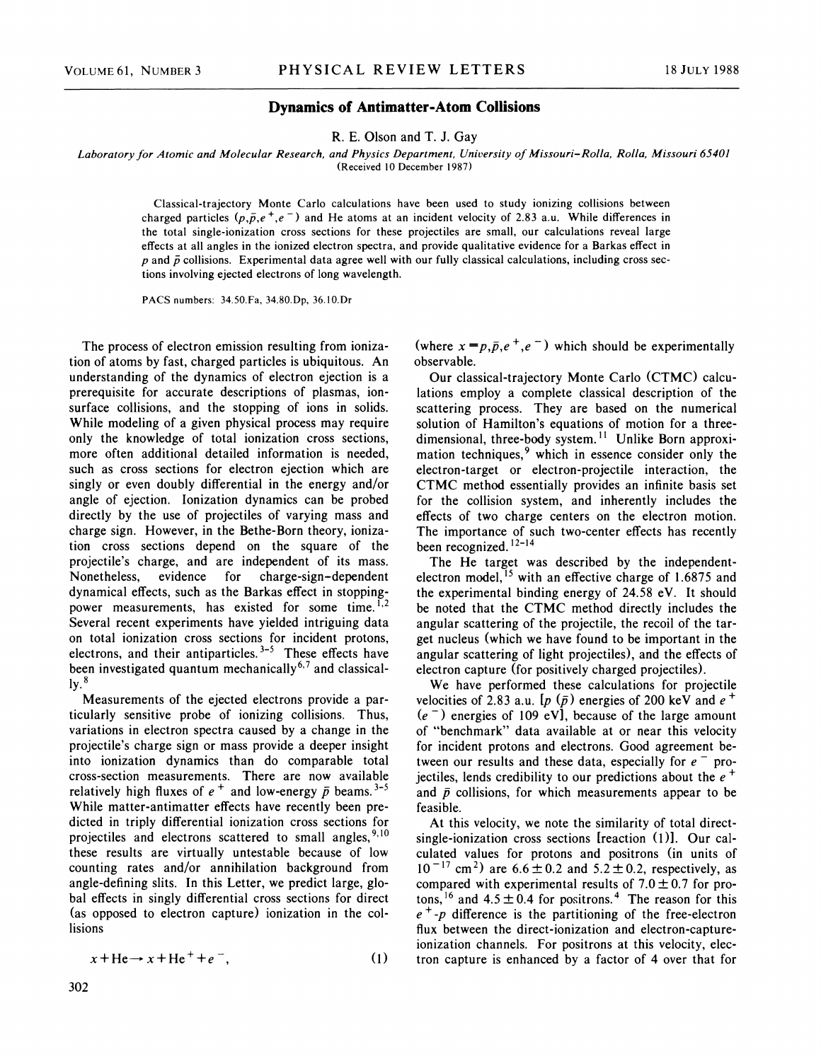# Dynamics of Antimatter-Atom Collisions

R. E. Olson and T. J. Gay

*Laboratory for Atomic and Molecular Research, and Physics Department, University of Missouri–Rolla, Rolla, Missouri 65401*
(Received 10 December 1987)

Classical-trajectory Monte Carlo calculations have been used to study ionizing collisions between charged particles ($p,\bar{p},e^+,e^-$) and He atoms at an incident velocity of 2.83 a.u. While differences in the total single-ionization cross sections for these projectiles are small, our calculations reveal large effects at all angles in the ionized electron spectra, and provide qualitative evidence for a Barkas effect in $p$ and $\bar{p}$ collisions. Experimental data agree well with our fully classical calculations, including cross sections involving ejected electrons of long wavelength.

PACS numbers: 34.50.Fa, 34.80.Dp, 36.10.Dr

The process of electron emission resulting from ionization of atoms by fast, charged particles is ubiquitous. An understanding of the dynamics of electron ejection is a prerequisite for accurate descriptions of plasmas, ion-surface collisions, and the stopping of ions in solids. While modeling of a given physical process may require only the knowledge of total ionization cross sections, more often additional detailed information is needed, such as cross sections for electron ejection which are singly or even doubly differential in the energy and/or angle of ejection. Ionization dynamics can be probed directly by the use of projectiles of varying mass and charge sign. However, in the Bethe-Born theory, ionization cross sections depend on the square of the projectile's charge, and are independent of its mass. Nonetheless, evidence for charge-sign-dependent dynamical effects, such as the Barkas effect in stopping-power measurements, has existed for some time.[1,2] Several recent experiments have yielded intriguing data on total ionization cross sections for incident protons, electrons, and their antiparticles.[3-5] These effects have been investigated quantum mechanically[6,7] and classically.[8]

Measurements of the ejected electrons provide a particularly sensitive probe of ionizing collisions. Thus, variations in electron spectra caused by a change in the projectile's charge sign or mass provide a deeper insight into ionization dynamics than do comparable total cross-section measurements. There are now available relatively high fluxes of $e^+$ and low-energy $\bar{p}$ beams.[3-5] While matter-antimatter effects have recently been predicted in triply differential ionization cross sections for projectiles and electrons scattered to small angles,[9,10] these results are virtually untestable because of low counting rates and/or annihilation background from angle-defining slits. In this Letter, we predict large, global effects in singly differential cross sections for direct (as opposed to electron capture) ionization in the collisions

$$x + \text{He} \rightarrow x + \text{He}^+ + e^-, \tag{1}$$

(where $x = p,\bar{p},e^+,e^-$) which should be experimentally observable.

Our classical-trajectory Monte Carlo (CTMC) calculations employ a complete classical description of the scattering process. They are based on the numerical solution of Hamilton's equations of motion for a three-dimensional, three-body system.[11] Unlike Born approximation techniques,[9] which in essence consider only the electron-target or electron-projectile interaction, the CTMC method essentially provides an infinite basis set for the collision system, and inherently includes the effects of two charge centers on the electron motion. The importance of such two-center effects has recently been recognized.[12-14]

The He target was described by the independent-electron model,[15] with an effective charge of 1.6875 and the experimental binding energy of 24.58 eV. It should be noted that the CTMC method directly includes the angular scattering of the projectile, the recoil of the target nucleus (which we have found to be important in the angular scattering of light projectiles), and the effects of electron capture (for positively charged projectiles).

We have performed these calculations for projectile velocities of 2.83 a.u. [$p$ ($\bar{p}$) energies of 200 keV and $e^+$ ($e^-$) energies of 109 eV], because of the large amount of "benchmark" data available at or near this velocity for incident protons and electrons. Good agreement between our results and these data, especially for $e^-$ projectiles, lends credibility to our predictions about the $e^+$ and $\bar{p}$ collisions, for which measurements appear to be feasible.

At this velocity, we note the similarity of total direct-single-ionization cross sections [reaction (1)]. Our calculated values for protons and positrons (in units of $10^{-17}$ cm$^2$) are $6.6 \pm 0.2$ and $5.2 \pm 0.2$, respectively, as compared with experimental results of $7.0 \pm 0.7$ for protons,[16] and $4.5 \pm 0.4$ for positrons.[4] The reason for this $e^+$-$p$ difference is the partitioning of the free-electron flux between the direct-ionization and electron-capture-ionization channels. For positrons at this velocity, electron capture is enhanced by a factor of 4 over that for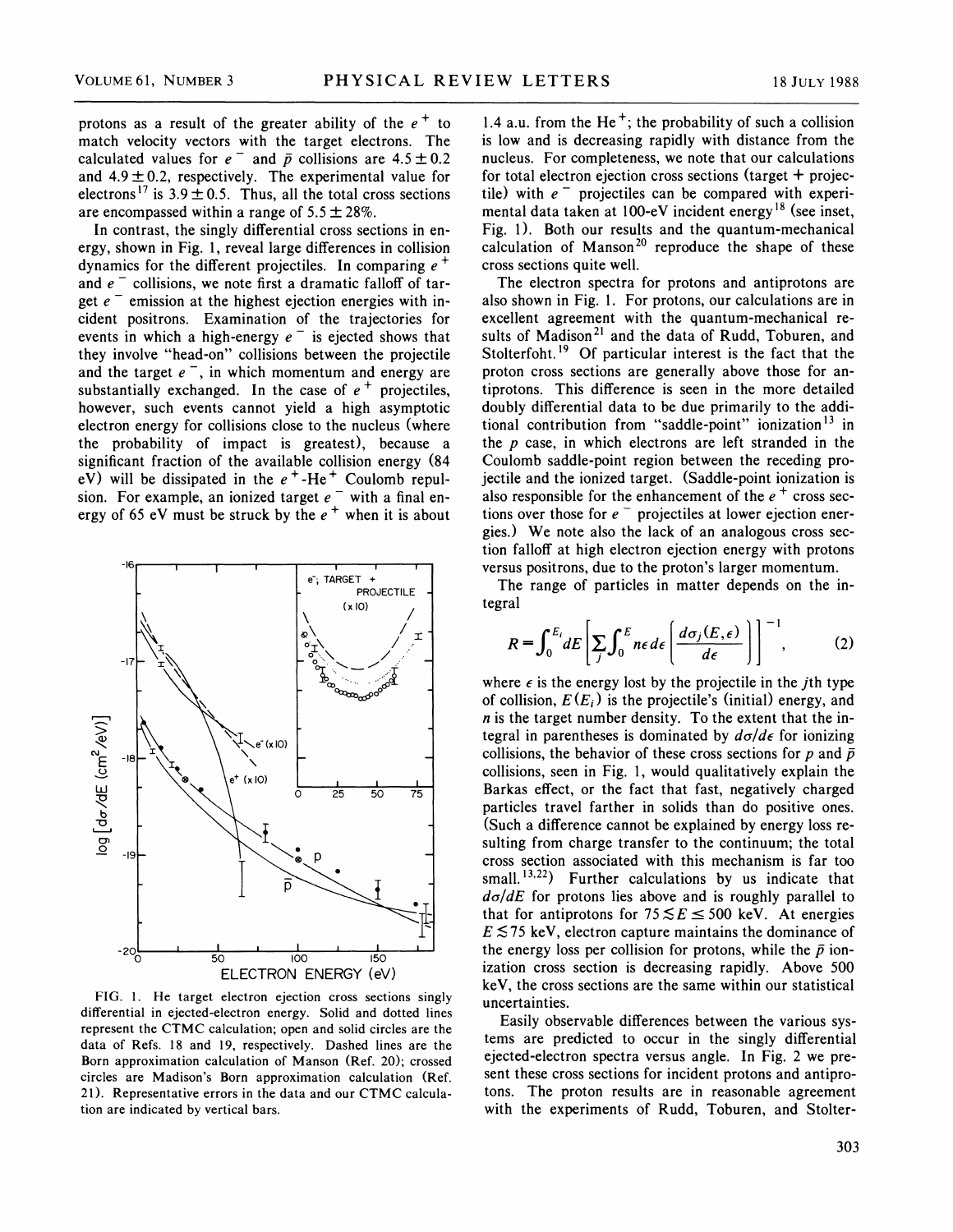protons as a result of the greater ability of the $e^+$ to match velocity vectors with the target electrons. The calculated values for $e^-$ and $\bar{p}$ collisions are $4.5 \pm 0.2$ and $4.9 \pm 0.2$, respectively. The experimental value for electrons[17] is $3.9 \pm 0.5$. Thus, all the total cross sections are encompassed within a range of $5.5 \pm 28\%$.

In contrast, the singly differential cross sections in energy, shown in Fig. 1, reveal large differences in collision dynamics for the different projectiles. In comparing $e^+$ and $e^-$ collisions, we note first a dramatic falloff of target $e^-$ emission at the highest ejection energies with incident positrons. Examination of the trajectories for events in which a high-energy $e^-$ is ejected shows that they involve "head-on" collisions between the projectile and the target $e^-$, in which momentum and energy are substantially exchanged. In the case of $e^+$ projectiles, however, such events cannot yield a high asymptotic electron energy for collisions close to the nucleus (where the probability of impact is greatest), because a significant fraction of the available collision energy (84 eV) will be dissipated in the $e^+$-$He^+$ Coulomb repulsion. For example, an ionized target $e^-$ with a final energy of 65 eV must be struck by the $e^+$ when it is about 1.4 a.u. from the $He^+$; the probability of such a collision is low and is decreasing rapidly with distance from the nucleus. For completeness, we note that our calculations for total electron ejection cross sections (target + projectile) with $e^-$ projectiles can be compared with experimental data taken at 100-eV incident energy[18] (see inset, Fig. 1). Both our results and the quantum-mechanical calculation of Manson[20] reproduce the shape of these cross sections quite well.

FIG. 1. He target electron ejection cross sections singly differential in ejected-electron energy. Solid and dotted lines represent the CTMC calculation; open and solid circles are the data of Refs. 18 and 19, respectively. Dashed lines are the Born approximation calculation of Manson (Ref. 20); crossed circles are Madison's Born approximation calculation (Ref. 21). Representative errors in the data and our CTMC calculation are indicated by vertical bars.

The electron spectra for protons and antiprotons are also shown in Fig. 1. For protons, our calculations are in excellent agreement with the quantum-mechanical results of Madison[21] and the data of Rudd, Toburen, and Stolterfoht.[19] Of particular interest is the fact that the proton cross sections are generally above those for antiprotons. This difference is seen in the more detailed doubly differential data to be due primarily to the additional contribution from "saddle-point" ionization[13] in the $p$ case, in which electrons are left stranded in the Coulomb saddle-point region between the receding projectile and the ionized target. (Saddle-point ionization is also responsible for the enhancement of the $e^+$ cross sections over those for $e^-$ projectiles at lower ejection energies.) We note also the lack of an analogous cross section falloff at high electron ejection energy with protons versus positrons, due to the proton's larger momentum.

The range of particles in matter depends on the integral

$$R = \int_0^{E_i} dE \left[ \sum_j \int_0^E n\epsilon \, d\epsilon \left( \frac{d\sigma_j(E,\epsilon)}{d\epsilon} \right) \right]^{-1}, \tag{2}$$

where $\epsilon$ is the energy lost by the projectile in the $j$th type of collision, $E(E_i)$ is the projectile's (initial) energy, and $n$ is the target number density. To the extent that the integral in parentheses is dominated by $d\sigma/d\epsilon$ for ionizing collisions, the behavior of these cross sections for $p$ and $\bar{p}$ collisions, seen in Fig. 1, would qualitatively explain the Barkas effect, or the fact that fast, negatively charged particles travel farther in solids than do positive ones. (Such a difference cannot be explained by energy loss resulting from charge transfer to the continuum; the total cross section associated with this mechanism is far too small.[13,22]) Further calculations by us indicate that $d\sigma/dE$ for protons lies above and is roughly parallel to that for antiprotons for $75 \lesssim E \lesssim 500$ keV. At energies $E \lesssim 75$ keV, electron capture maintains the dominance of the energy loss per collision for protons, while the $\bar{p}$ ionization cross section is decreasing rapidly. Above 500 keV, the cross sections are the same within our statistical uncertainties.

Easily observable differences between the various systems are predicted to occur in the singly differential ejected-electron spectra versus angle. In Fig. 2 we present these cross sections for incident protons and antiprotons. The proton results are in reasonable agreement with the experiments of Rudd, Toburen, and Stolter-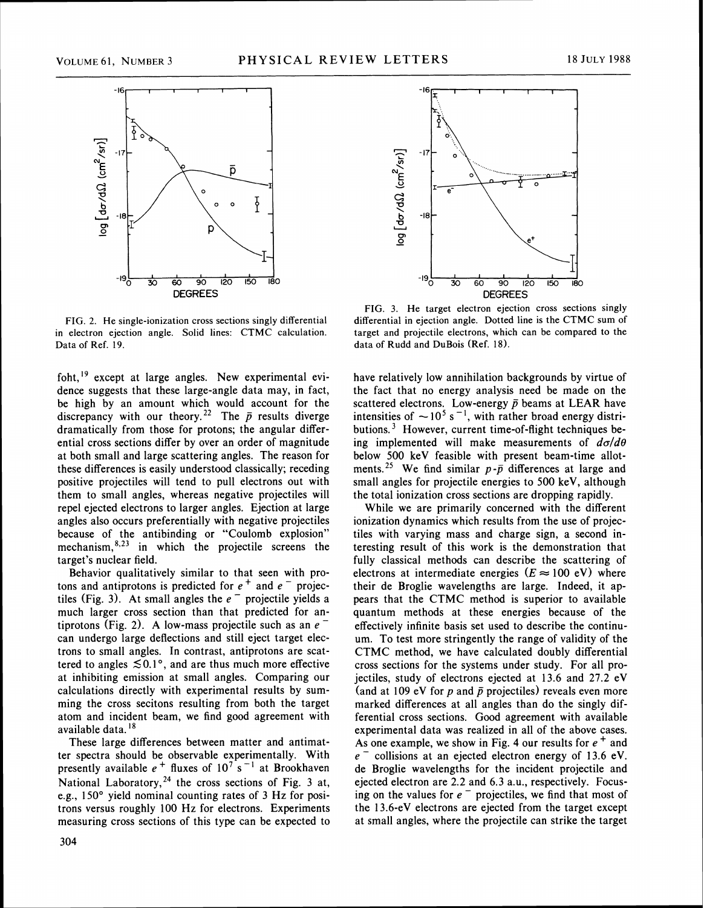FIG. 2. He single-ionization cross sections singly differential in electron ejection angle. Solid lines: CTMC calculation. Data of Ref. 19.

FIG. 3. He target electron ejection cross sections singly differential in ejection angle. Dotted line is the CTMC sum of target and projectile electrons, which can be compared to the data of Rudd and DuBois (Ref. 18).

foht,[19] except at large angles. New experimental evidence suggests that these large-angle data may, in fact, be high by an amount which would account for the discrepancy with our theory.[22] The $\bar{p}$ results diverge dramatically from those for protons; the angular differential cross sections differ by over an order of magnitude at both small and large scattering angles. The reason for these differences is easily understood classically; receding positive projectiles will tend to pull electrons out with them to small angles, whereas negative projectiles will repel ejected electrons to larger angles. Ejection at large angles also occurs preferentially with negative projectiles because of the antibinding or "Coulomb explosion" mechanism,[8,23] in which the projectile screens the target's nuclear field.

Behavior qualitatively similar to that seen with protons and antiprotons is predicted for $e^+$ and $e^-$ projectiles (Fig. 3). At small angles the $e^-$ projectile yields a much larger cross section than that predicted for antiprotons (Fig. 2). A low-mass projectile such as an $e^-$ can undergo large deflections and still eject target electrons to small angles. In contrast, antiprotons are scattered to angles $\lesssim 0.1°$, and are thus much more effective at inhibiting emission at small angles. Comparing our calculations directly with experimental results by summing the cross secitons resulting from both the target atom and incident beam, we find good agreement with available data.[18]

These large differences between matter and antimatter spectra should be observable experimentally. With presently available $e^+$ fluxes of $10^7$ $s^{-1}$ at Brookhaven National Laboratory,[24] the cross sections of Fig. 3 at, e.g., 150° yield nominal counting rates of 3 Hz for positrons versus roughly 100 Hz for electrons. Experiments measuring cross sections of this type can be expected to have relatively low annihilation backgrounds by virtue of the fact that no energy analysis need be made on the scattered electrons. Low-energy $\bar{p}$ beams at LEAR have intensities of $\sim 10^5$ $s^{-1}$, with rather broad energy distributions.[3] However, current time-of-flight techniques being implemented will make measurements of $d\sigma/d\theta$ below 500 keV feasible with present beam-time allotments.[25] We find similar $p$-$\bar{p}$ differences at large and small angles for projectile energies to 500 keV, although the total ionization cross sections are dropping rapidly.

While we are primarily concerned with the different ionization dynamics which results from the use of projectiles with varying mass and charge sign, a second interesting result of this work is the demonstration that fully classical methods can describe the scattering of electrons at intermediate energies ($E \approx 100$ eV) where their de Broglie wavelengths are large. Indeed, it appears that the CTMC method is superior to available quantum methods at these energies because of the effectively infinite basis set used to describe the continuum. To test more stringently the range of validity of the CTMC method, we have calculated doubly differential cross sections for the systems under study. For all projectiles, study of electrons ejected at 13.6 and 27.2 eV (and at 109 eV for $p$ and $\bar{p}$ projectiles) reveals even more marked differences at all angles than do the singly differential cross sections. Good agreement with available experimental data was realized in all of the above cases. As one example, we show in Fig. 4 our results for $e^+$ and $e^-$ collisions at an ejected electron energy of 13.6 eV. de Broglie wavelengths for the incident projectile and ejected electron are 2.2 and 6.3 a.u., respectively. Focusing on the values for $e^-$ projectiles, we find that most of the 13.6-eV electrons are ejected from the target except at small angles, where the projectile can strike the target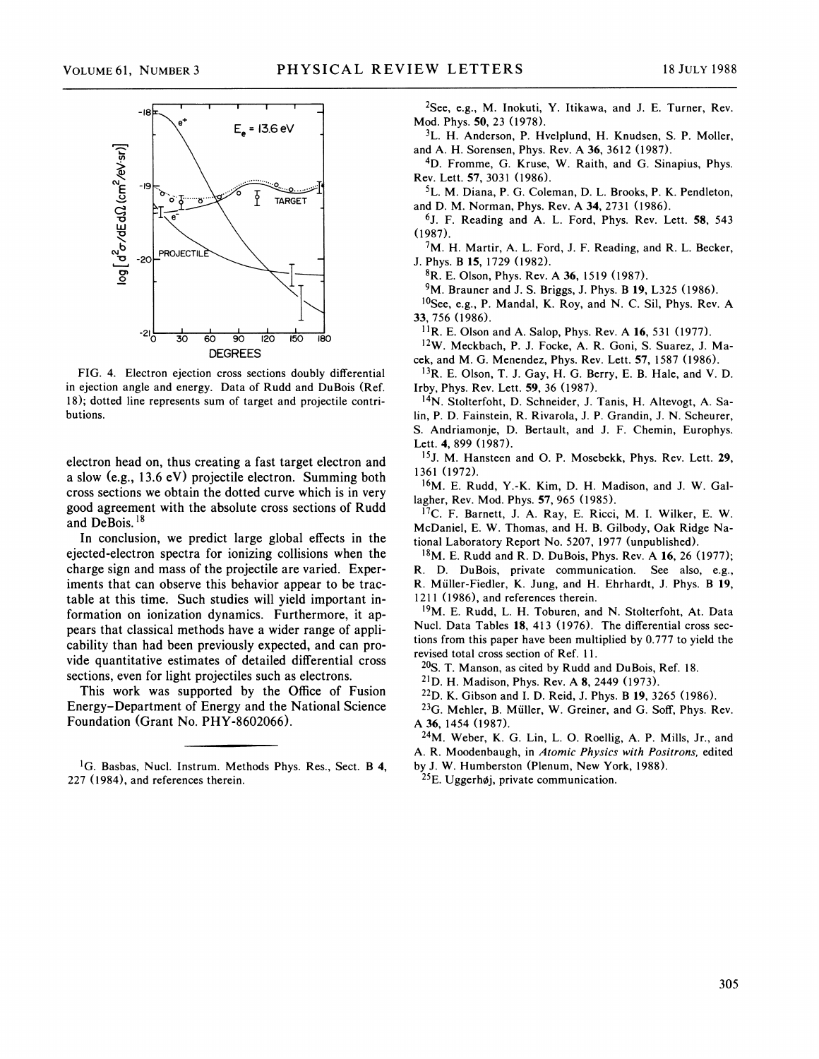-18

-19

-20

-21

0 30 60 90 120 150 180

DEGREES

$\log[d^2\sigma/dE\,d\Omega\,(\mathrm{cm}^2/\mathrm{eV{\cdot}sr})]$

$E_e$ = 13.6 eV

$e^+$

$e^-$

TARGET

PROJECTILE

FIG. 4. Electron ejection cross sections doubly differential in ejection angle and energy. Data of Rudd and DuBois (Ref. 18); dotted line represents sum of target and projectile contributions.

electron head on, thus creating a fast target electron and a slow (e.g., 13.6 eV) projectile electron. Summing both cross sections we obtain the dotted curve which is in very good agreement with the absolute cross sections of Rudd and DeBois.[18]

In conclusion, we predict large global effects in the ejected-electron spectra for ionizing collisions when the charge sign and mass of the projectile are varied. Experiments that can observe this behavior appear to be tractable at this time. Such studies will yield important information on ionization dynamics. Furthermore, it appears that classical methods have a wider range of applicability than had been previously expected, and can provide quantitative estimates of detailed differential cross sections, even for light projectiles such as electrons.

This work was supported by the Office of Fusion Energy–Department of Energy and the National Science Foundation (Grant No. PHY-8602066).

---

[1]G. Basbas, Nucl. Instrum. Methods Phys. Res., Sect. B 4, 227 (1984), and references therein.

[2]See, e.g., M. Inokuti, Y. Itikawa, and J. E. Turner, Rev. Mod. Phys. 50, 23 (1978).

[3]L. H. Anderson, P. Hvelplund, H. Knudsen, S. P. Moller, and A. H. Sorensen, Phys. Rev. A 36, 3612 (1987).

[4]D. Fromme, G. Kruse, W. Raith, and G. Sinapius, Phys. Rev. Lett. 57, 3031 (1986).

[5]L. M. Diana, P. G. Coleman, D. L. Brooks, P. K. Pendleton, and D. M. Norman, Phys. Rev. A 34, 2731 (1986).

[6]J. F. Reading and A. L. Ford, Phys. Rev. Lett. 58, 543 (1987).

[7]M. H. Martir, A. L. Ford, J. F. Reading, and R. L. Becker, J. Phys. B 15, 1729 (1982).

[8]R. E. Olson, Phys. Rev. A 36, 1519 (1987).

[9]M. Brauner and J. S. Briggs, J. Phys. B 19, L325 (1986).

[10]See, e.g., P. Mandal, K. Roy, and N. C. Sil, Phys. Rev. A 33, 756 (1986).

[11]R. E. Olson and A. Salop, Phys. Rev. A 16, 531 (1977).

[12]W. Meckbach, P. J. Focke, A. R. Goni, S. Suarez, J. Macek, and M. G. Menendez, Phys. Rev. Lett. 57, 1587 (1986).

[13]R. E. Olson, T. J. Gay, H. G. Berry, E. B. Hale, and V. D. Irby, Phys. Rev. Lett. 59, 36 (1987).

[14]N. Stolterfoht, D. Schneider, J. Tanis, H. Altevogt, A. Salin, P. D. Fainstein, R. Rivarola, J. P. Grandin, J. N. Scheurer, S. Andriamonje, D. Bertault, and J. F. Chemin, Europhys. Lett. 4, 899 (1987).

[15]J. M. Hansteen and O. P. Mosebekk, Phys. Rev. Lett. 29, 1361 (1972).

[16]M. E. Rudd, Y.-K. Kim, D. H. Madison, and J. W. Gallagher, Rev. Mod. Phys. 57, 965 (1985).

[17]C. F. Barnett, J. A. Ray, E. Ricci, M. I. Wilker, E. W. McDaniel, E. W. Thomas, and H. B. Gilbody, Oak Ridge National Laboratory Report No. 5207, 1977 (unpublished).

[18]M. E. Rudd and R. D. DuBois, Phys. Rev. A 16, 26 (1977); R. D. DuBois, private communication. See also, e.g., R. Müller-Fiedler, K. Jung, and H. Ehrhardt, J. Phys. B 19, 1211 (1986), and references therein.

[19]M. E. Rudd, L. H. Toburen, and N. Stolterfoht, At. Data Nucl. Data Tables 18, 413 (1976). The differential cross sections from this paper have been multiplied by 0.777 to yield the revised total cross section of Ref. 11.

[20]S. T. Manson, as cited by Rudd and DuBois, Ref. 18.

[21]D. H. Madison, Phys. Rev. A 8, 2449 (1973).

[22]D. K. Gibson and I. D. Reid, J. Phys. B 19, 3265 (1986).

[23]G. Mehler, B. Müller, W. Greiner, and G. Soff, Phys. Rev. A 36, 1454 (1987).

[24]M. Weber, K. G. Lin, L. O. Roellig, A. P. Mills, Jr., and A. R. Moodenbaugh, in *Atomic Physics with Positrons,* edited by J. W. Humberston (Plenum, New York, 1988).

[25]E. Uggerhøj, private communication.